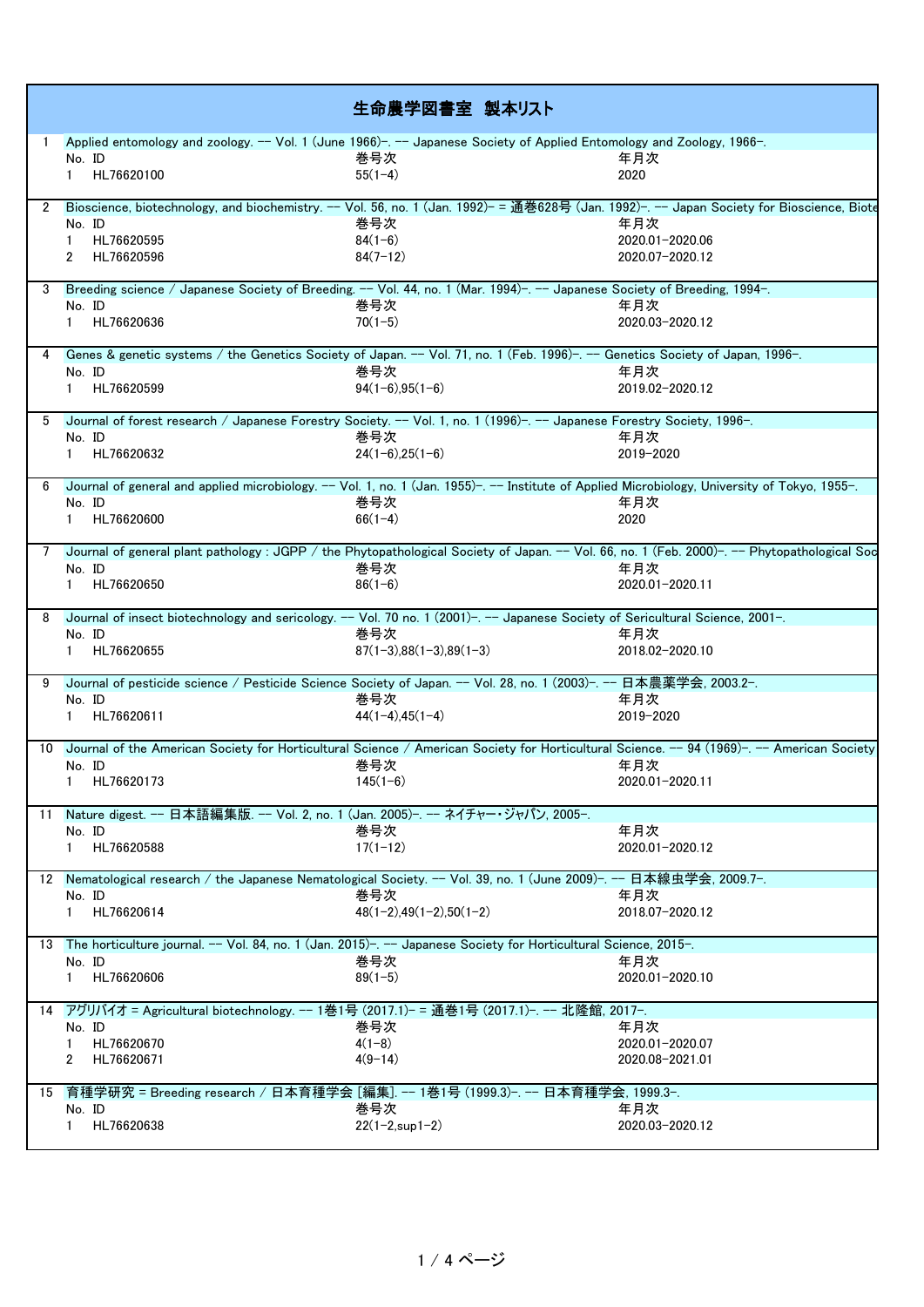# 生命農学図書室　製本リスト

1　Applied entomology and zoology. -- Vol. 1 (June 1966)-. -- Japanese Society of Applied Entomology and Zoology, 1966-.

| No. | ID | 巻号次 | 年月次 |
|---|---|---|---|
| 1 | HL76620100 | 55(1-4) | 2020 |

2　Bioscience, biotechnology, and biochemistry. -- Vol. 56, no. 1 (Jan. 1992)- = 通巻628号 (Jan. 1992)-. -- Japan Society for Bioscience, Biote

| No. | ID | 巻号次 | 年月次 |
|---|---|---|---|
| 1 | HL76620595 | 84(1-6) | 2020.01-2020.06 |
| 2 | HL76620596 | 84(7-12) | 2020.07-2020.12 |

3　Breeding science / Japanese Society of Breeding. -- Vol. 44, no. 1 (Mar. 1994)-. -- Japanese Society of Breeding, 1994-.

| No. | ID | 巻号次 | 年月次 |
|---|---|---|---|
| 1 | HL76620636 | 70(1-5) | 2020.03-2020.12 |

4　Genes & genetic systems / the Genetics Society of Japan. -- Vol. 71, no. 1 (Feb. 1996)-. -- Genetics Society of Japan, 1996-.

| No. | ID | 巻号次 | 年月次 |
|---|---|---|---|
| 1 | HL76620599 | 94(1-6),95(1-6) | 2019.02-2020.12 |

5　Journal of forest research / Japanese Forestry Society. -- Vol. 1, no. 1 (1996)-. -- Japanese Forestry Society, 1996-.

| No. | ID | 巻号次 | 年月次 |
|---|---|---|---|
| 1 | HL76620632 | 24(1-6),25(1-6) | 2019-2020 |

6　Journal of general and applied microbiology. -- Vol. 1, no. 1 (Jan. 1955)-. -- Institute of Applied Microbiology, University of Tokyo, 1955-.

| No. | ID | 巻号次 | 年月次 |
|---|---|---|---|
| 1 | HL76620600 | 66(1-4) | 2020 |

7　Journal of general plant pathology : JGPP / the Phytopathological Society of Japan. -- Vol. 66, no. 1 (Feb. 2000)-. -- Phytopathological Soc

| No. | ID | 巻号次 | 年月次 |
|---|---|---|---|
| 1 | HL76620650 | 86(1-6) | 2020.01-2020.11 |

8　Journal of insect biotechnology and sericology. -- Vol. 70 no. 1 (2001)-. -- Japanese Society of Sericultural Science, 2001-.

| No. | ID | 巻号次 | 年月次 |
|---|---|---|---|
| 1 | HL76620655 | 87(1-3),88(1-3),89(1-3) | 2018.02-2020.10 |

9　Journal of pesticide science / Pesticide Science Society of Japan. -- Vol. 28, no. 1 (2003)-. -- 日本農薬学会, 2003.2-.

| No. | ID | 巻号次 | 年月次 |
|---|---|---|---|
| 1 | HL76620611 | 44(1-4),45(1-4) | 2019-2020 |

10　Journal of the American Society for Horticultural Science / American Society for Horticultural Science. -- 94 (1969)-. -- American Society

| No. | ID | 巻号次 | 年月次 |
|---|---|---|---|
| 1 | HL76620173 | 145(1-6) | 2020.01-2020.11 |

11　Nature digest. -- 日本語編集版. -- Vol. 2, no. 1 (Jan. 2005)-. -- ネイチャー・ジャパン, 2005-.

| No. | ID | 巻号次 | 年月次 |
|---|---|---|---|
| 1 | HL76620588 | 17(1-12) | 2020.01-2020.12 |

12　Nematological research / the Japanese Nematological Society. -- Vol. 39, no. 1 (June 2009)-. -- 日本線虫学会, 2009.7-.

| No. | ID | 巻号次 | 年月次 |
|---|---|---|---|
| 1 | HL76620614 | 48(1-2),49(1-2),50(1-2) | 2018.07-2020.12 |

13　The horticulture journal. -- Vol. 84, no. 1 (Jan. 2015)-. -- Japanese Society for Horticultural Science, 2015-.

| No. | ID | 巻号次 | 年月次 |
|---|---|---|---|
| 1 | HL76620606 | 89(1-5) | 2020.01-2020.10 |

14　アグリバイオ = Agricultural biotechnology. -- 1巻1号 (2017.1)- = 通巻1号 (2017.1)-. -- 北隆館, 2017-.

| No. | ID | 巻号次 | 年月次 |
|---|---|---|---|
| 1 | HL76620670 | 4(1-8) | 2020.01-2020.07 |
| 2 | HL76620671 | 4(9-14) | 2020.08-2021.01 |

15　育種学研究 = Breeding research / 日本育種学会 [編集]. -- 1巻1号 (1999.3)-. -- 日本育種学会, 1999.3-.

| No. | ID | 巻号次 | 年月次 |
|---|---|---|---|
| 1 | HL76620638 | 22(1-2,sup1-2) | 2020.03-2020.12 |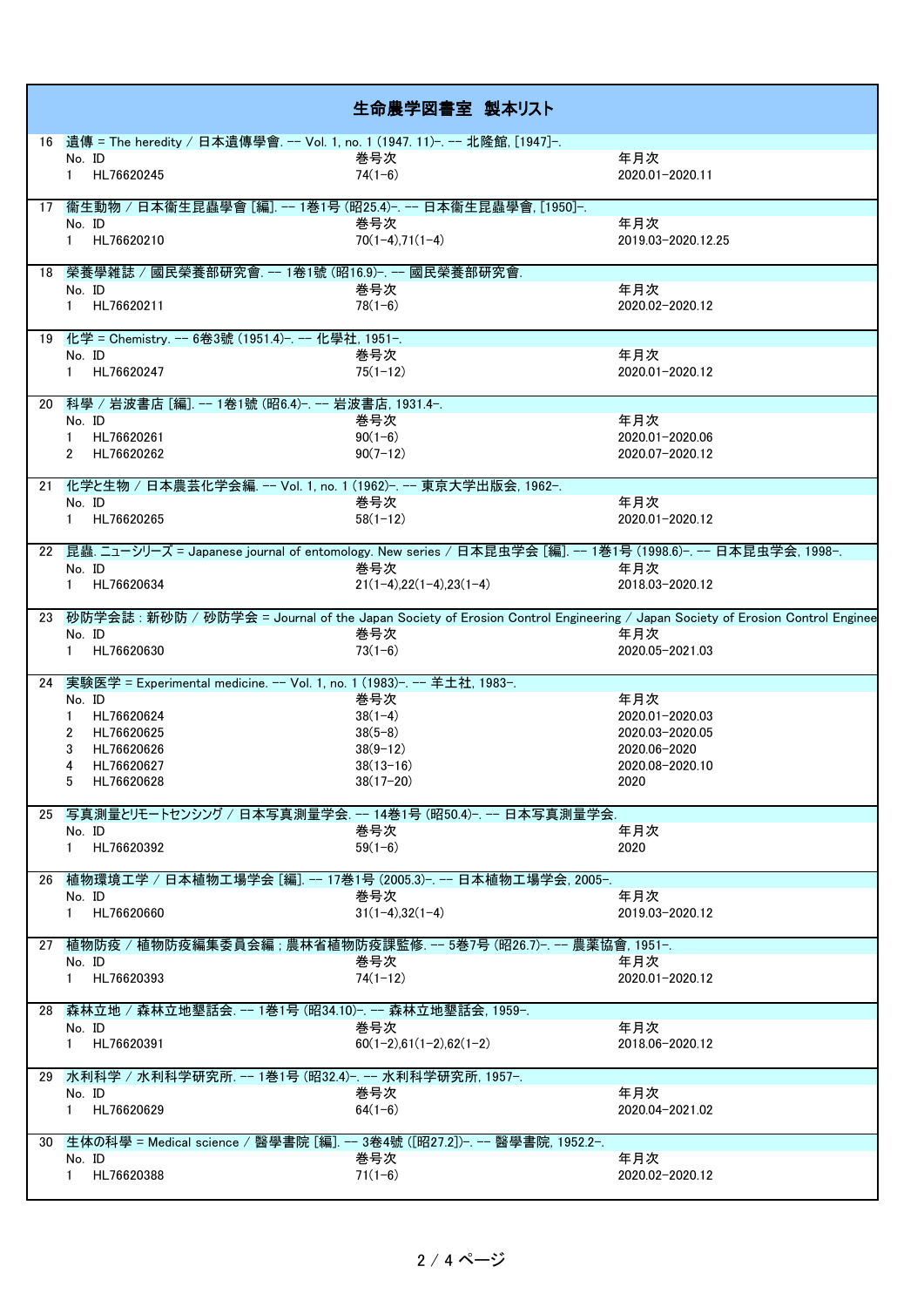# 生命農学図書室　製本リスト

16　遺傳 = The heredity / 日本遺傳學會. -- Vol. 1, no. 1 (1947. 11)-. -- 北隆館, [1947]-.

| No. | ID | 巻号次 | 年月次 |
|---|---|---|---|
| 1 | HL76620245 | 74(1-6) | 2020.01-2020.11 |

17　衛生動物 / 日本衛生昆蟲學會 [編]. -- 1巻1号 (昭25.4)-. -- 日本衛生昆蟲學會, [1950]-.

| No. | ID | 巻号次 | 年月次 |
|---|---|---|---|
| 1 | HL76620210 | 70(1-4),71(1-4) | 2019.03-2020.12.25 |

18　榮養學雜誌 / 國民榮養部研究會. -- 1巻1號 (昭16.9)-. -- 國民榮養部研究會.

| No. | ID | 巻号次 | 年月次 |
|---|---|---|---|
| 1 | HL76620211 | 78(1-6) | 2020.02-2020.12 |

19　化学 = Chemistry. -- 6巻3號 (1951.4)-. -- 化學社, 1951-.

| No. | ID | 巻号次 | 年月次 |
|---|---|---|---|
| 1 | HL76620247 | 75(1-12) | 2020.01-2020.12 |

20　科學 / 岩波書店 [編]. -- 1巻1號 (昭6.4)-. -- 岩波書店, 1931.4-.

| No. | ID | 巻号次 | 年月次 |
|---|---|---|---|
| 1 | HL76620261 | 90(1-6) | 2020.01-2020.06 |
| 2 | HL76620262 | 90(7-12) | 2020.07-2020.12 |

21　化学と生物 / 日本農芸化学会編. -- Vol. 1, no. 1 (1962)-. -- 東京大学出版会, 1962-.

| No. | ID | 巻号次 | 年月次 |
|---|---|---|---|
| 1 | HL76620265 | 58(1-12) | 2020.01-2020.12 |

22　昆蟲. ニューシリーズ = Japanese journal of entomology. New series / 日本昆虫学会 [編]. -- 1巻1号 (1998.6)-. -- 日本昆虫学会, 1998-.

| No. | ID | 巻号次 | 年月次 |
|---|---|---|---|
| 1 | HL76620634 | 21(1-4),22(1-4),23(1-4) | 2018.03-2020.12 |

23　砂防学会誌 : 新砂防 / 砂防学会 = Journal of the Japan Society of Erosion Control Engineering / Japan Society of Erosion Control Enginee

| No. | ID | 巻号次 | 年月次 |
|---|---|---|---|
| 1 | HL76620630 | 73(1-6) | 2020.05-2021.03 |

24　実験医学 = Experimental medicine. -- Vol. 1, no. 1 (1983)-. -- 羊土社, 1983-.

| No. | ID | 巻号次 | 年月次 |
|---|---|---|---|
| 1 | HL76620624 | 38(1-4) | 2020.01-2020.03 |
| 2 | HL76620625 | 38(5-8) | 2020.03-2020.05 |
| 3 | HL76620626 | 38(9-12) | 2020.06-2020 |
| 4 | HL76620627 | 38(13-16) | 2020.08-2020.10 |
| 5 | HL76620628 | 38(17-20) | 2020 |

25　写真測量とリモートセンシング / 日本写真測量学会. -- 14巻1号 (昭50.4)-. -- 日本写真測量学会.

| No. | ID | 巻号次 | 年月次 |
|---|---|---|---|
| 1 | HL76620392 | 59(1-6) | 2020 |

26　植物環境工学 / 日本植物工場学会 [編]. -- 17巻1号 (2005.3)-. -- 日本植物工場学会, 2005-.

| No. | ID | 巻号次 | 年月次 |
|---|---|---|---|
| 1 | HL76620660 | 31(1-4),32(1-4) | 2019.03-2020.12 |

27　植物防疫 / 植物防疫編集委員会編 ; 農林省植物防疫課監修. -- 5巻7号 (昭26.7)-. -- 農薬協會, 1951-.

| No. | ID | 巻号次 | 年月次 |
|---|---|---|---|
| 1 | HL76620393 | 74(1-12) | 2020.01-2020.12 |

28　森林立地 / 森林立地懇話会. -- 1巻1号 (昭34.10)-. -- 森林立地懇話会, 1959-.

| No. | ID | 巻号次 | 年月次 |
|---|---|---|---|
| 1 | HL76620391 | 60(1-2),61(1-2),62(1-2) | 2018.06-2020.12 |

29　水利科学 / 水利科学研究所. -- 1巻1号 (昭32.4)-. -- 水利科学研究所, 1957-.

| No. | ID | 巻号次 | 年月次 |
|---|---|---|---|
| 1 | HL76620629 | 64(1-6) | 2020.04-2021.02 |

30　生体の科學 = Medical science / 醫學書院 [編]. -- 3巻4號 ([昭27.2])-. -- 醫學書院, 1952.2-.

| No. | ID | 巻号次 | 年月次 |
|---|---|---|---|
| 1 | HL76620388 | 71(1-6) | 2020.02-2020.12 |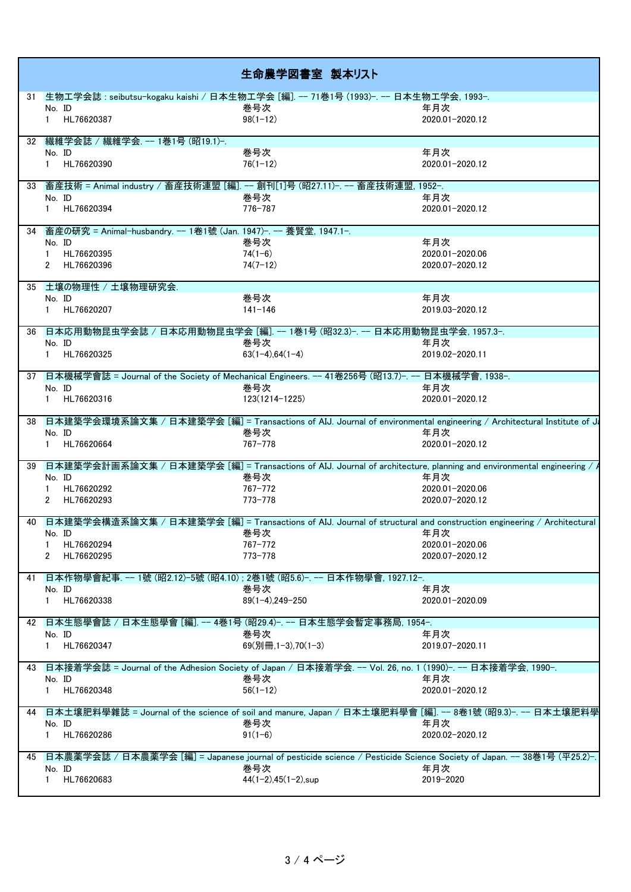# 生命農学図書室　製本リスト

31　生物工学会誌 : seibutsu-kogaku kaishi / 日本生物工学会 [編]. -- 71巻1号 (1993)-. -- 日本生物工学会, 1993-.

| No. | ID | 巻号次 | 年月次 |
|---|---|---|---|
| 1 | HL76620387 | 98(1-12) | 2020.01-2020.12 |

32　繊維学会誌 / 繊維学会. -- 1巻1号 (昭19.1)-.

| No. | ID | 巻号次 | 年月次 |
|---|---|---|---|
| 1 | HL76620390 | 76(1-12) | 2020.01-2020.12 |

33　畜産技術 = Animal industry / 畜産技術連盟 [編]. -- 創刊[1]号 (昭27.11)-. -- 畜産技術連盟, 1952-.

| No. | ID | 巻号次 | 年月次 |
|---|---|---|---|
| 1 | HL76620394 | 776-787 | 2020.01-2020.12 |

34　畜産の研究 = Animal-husbandry. -- 1巻1號 (Jan. 1947)-. -- 養賢堂, 1947.1-.

| No. | ID | 巻号次 | 年月次 |
|---|---|---|---|
| 1 | HL76620395 | 74(1-6) | 2020.01-2020.06 |
| 2 | HL76620396 | 74(7-12) | 2020.07-2020.12 |

35　土壌の物理性 / 土壌物理研究会.

| No. | ID | 巻号次 | 年月次 |
|---|---|---|---|
| 1 | HL76620207 | 141-146 | 2019.03-2020.12 |

36　日本応用動物昆虫学会誌 / 日本応用動物昆虫学会 [編]. -- 1巻1号 (昭32.3)-. -- 日本応用動物昆虫学会, 1957.3-.

| No. | ID | 巻号次 | 年月次 |
|---|---|---|---|
| 1 | HL76620325 | 63(1-4),64(1-4) | 2019.02-2020.11 |

37　日本機械学會誌 = Journal of the Society of Mechanical Engineers. -- 41巻256号 (昭13.7)-. -- 日本機械學會, 1938-.

| No. | ID | 巻号次 | 年月次 |
|---|---|---|---|
| 1 | HL76620316 | 123(1214-1225) | 2020.01-2020.12 |

38　日本建築学会環境系論文集 / 日本建築学会 [編] = Transactions of AIJ. Journal of environmental engineering / Architectural Institute of J

| No. | ID | 巻号次 | 年月次 |
|---|---|---|---|
| 1 | HL76620664 | 767-778 | 2020.01-2020.12 |

39　日本建築学会計画系論文集 / 日本建築学会 [編] = Transactions of AIJ. Journal of architecture, planning and environmental engineering / A

| No. | ID | 巻号次 | 年月次 |
|---|---|---|---|
| 1 | HL76620292 | 767-772 | 2020.01-2020.06 |
| 2 | HL76620293 | 773-778 | 2020.07-2020.12 |

40　日本建築学会構造系論文集 / 日本建築学会 [編] = Transactions of AIJ. Journal of structural and construction engineering / Architectural

| No. | ID | 巻号次 | 年月次 |
|---|---|---|---|
| 1 | HL76620294 | 767-772 | 2020.01-2020.06 |
| 2 | HL76620295 | 773-778 | 2020.07-2020.12 |

41　日本作物學會紀事. -- 1號 (昭2.12)-5號 (昭4.10) ; 2巻1號 (昭5.6)-. -- 日本作物學會, 1927.12-.

| No. | ID | 巻号次 | 年月次 |
|---|---|---|---|
| 1 | HL76620338 | 89(1-4),249-250 | 2020.01-2020.09 |

42　日本生態學會誌 / 日本生態學會 [編]. -- 4巻1号 (昭29.4)-. -- 日本生態学会暫定事務局, 1954-.

| No. | ID | 巻号次 | 年月次 |
|---|---|---|---|
| 1 | HL76620347 | 69(別冊,1-3),70(1-3) | 2019.07-2020.11 |

43　日本接着学会誌 = Journal of the Adhesion Society of Japan / 日本接着学会. -- Vol. 26, no. 1 (1990)-. -- 日本接着学会, 1990-.

| No. | ID | 巻号次 | 年月次 |
|---|---|---|---|
| 1 | HL76620348 | 56(1-12) | 2020.01-2020.12 |

44　日本土壤肥料學雜誌 = Journal of the science of soil and manure, Japan / 日本土壤肥料學會 [編]. -- 8巻1號 (昭9.3)-. -- 日本土壤肥料學

| No. | ID | 巻号次 | 年月次 |
|---|---|---|---|
| 1 | HL76620286 | 91(1-6) | 2020.02-2020.12 |

45　日本農薬学会誌 / 日本農薬学会 [編] = Japanese journal of pesticide science / Pesticide Science Society of Japan. -- 38巻1号 (平25.2)-.

| No. | ID | 巻号次 | 年月次 |
|---|---|---|---|
| 1 | HL76620683 | 44(1-2),45(1-2),sup | 2019-2020 |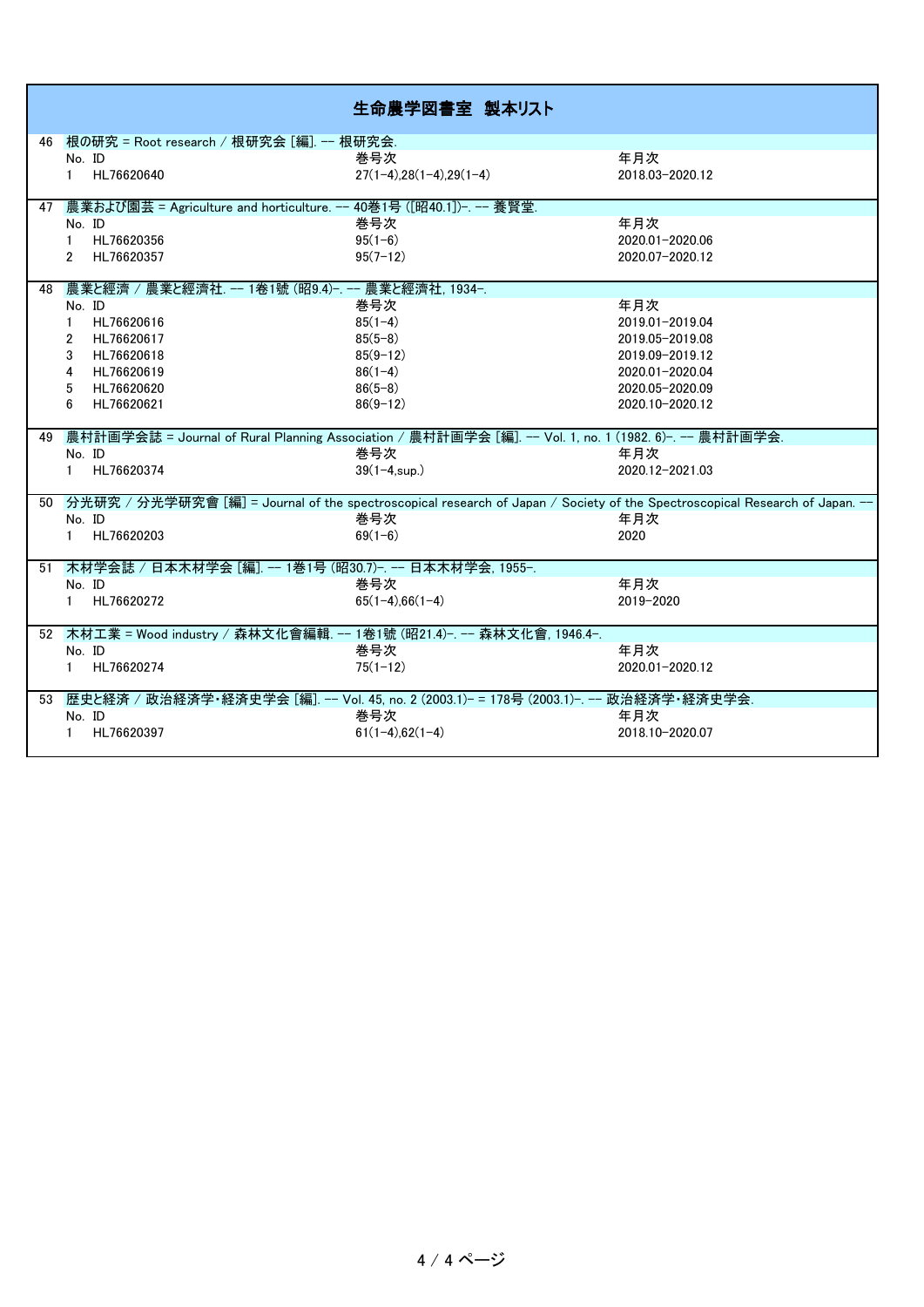# 生命農学図書室　製本リスト

46　根の研究 = Root research / 根研究会 [編]. -- 根研究会.

| No. | ID | 巻号次 | 年月次 |
|---|---|---|---|
| 1 | HL76620640 | 27(1-4),28(1-4),29(1-4) | 2018.03-2020.12 |

47　農業および園芸 = Agriculture and horticulture. -- 40巻1号 ([昭40.1])-. -- 養賢堂.

| No. | ID | 巻号次 | 年月次 |
|---|---|---|---|
| 1 | HL76620356 | 95(1-6) | 2020.01-2020.06 |
| 2 | HL76620357 | 95(7-12) | 2020.07-2020.12 |

48　農業と經濟 / 農業と經濟社. -- 1巻1號 (昭9.4)-. -- 農業と經濟社, 1934-.

| No. | ID | 巻号次 | 年月次 |
|---|---|---|---|
| 1 | HL76620616 | 85(1-4) | 2019.01-2019.04 |
| 2 | HL76620617 | 85(5-8) | 2019.05-2019.08 |
| 3 | HL76620618 | 85(9-12) | 2019.09-2019.12 |
| 4 | HL76620619 | 86(1-4) | 2020.01-2020.04 |
| 5 | HL76620620 | 86(5-8) | 2020.05-2020.09 |
| 6 | HL76620621 | 86(9-12) | 2020.10-2020.12 |

49　農村計画学会誌 = Journal of Rural Planning Association / 農村計画学会 [編]. -- Vol. 1, no. 1 (1982. 6)-. -- 農村計画学会.

| No. | ID | 巻号次 | 年月次 |
|---|---|---|---|
| 1 | HL76620374 | 39(1-4,sup.) | 2020.12-2021.03 |

50　分光研究 / 分光学研究會 [編] = Journal of the spectroscopical research of Japan / Society of the Spectroscopical Research of Japan. --

| No. | ID | 巻号次 | 年月次 |
|---|---|---|---|
| 1 | HL76620203 | 69(1-6) | 2020 |

51　木材学会誌 / 日本木材学会 [編]. -- 1巻1号 (昭30.7)-. -- 日本木材学会, 1955-.

| No. | ID | 巻号次 | 年月次 |
|---|---|---|---|
| 1 | HL76620272 | 65(1-4),66(1-4) | 2019-2020 |

52　木材工業 = Wood industry / 森林文化會編輯. -- 1巻1號 (昭21.4)-. -- 森林文化會, 1946.4-.

| No. | ID | 巻号次 | 年月次 |
|---|---|---|---|
| 1 | HL76620274 | 75(1-12) | 2020.01-2020.12 |

53　歴史と経済 / 政治経済学・経済史学会 [編]. -- Vol. 45, no. 2 (2003.1)- = 178号 (2003.1)-. -- 政治経済学・経済史学会.

| No. | ID | 巻号次 | 年月次 |
|---|---|---|---|
| 1 | HL76620397 | 61(1-4),62(1-4) | 2018.10-2020.07 |